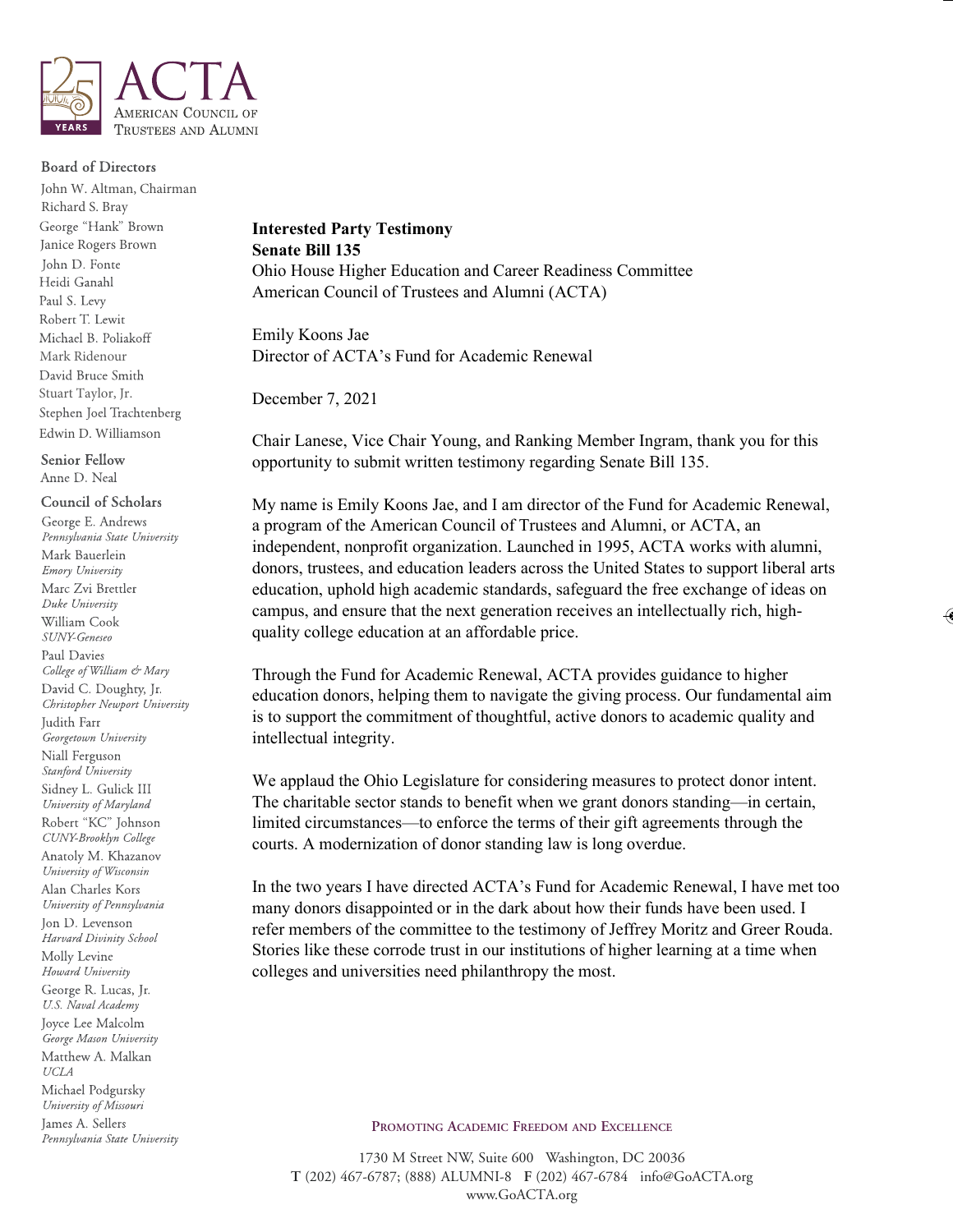ACTA
American Council of Trustees and Alumni

**Board of Directors**

John W. Altman, Chairman
Richard S. Bray
George "Hank" Brown
Janice Rogers Brown
John D. Fonte
Heidi Ganahl
Paul S. Levy
Robert T. Lewit
Michael B. Poliakoff
Mark Ridenour
David Bruce Smith
Stuart Taylor, Jr.
Stephen Joel Trachtenberg
Edwin D. Williamson

**Senior Fellow**

Anne D. Neal

**Council of Scholars**

George E. Andrews, *Pennsylvania State University*
Mark Bauerlein, *Emory University*
Marc Zvi Brettler, *Duke University*
William Cook, *SUNY-Geneseo*
Paul Davies, *College of William & Mary*
David C. Doughty, Jr., *Christopher Newport University*
Judith Farr, *Georgetown University*
Niall Ferguson, *Stanford University*
Sidney L. Gulick III, *University of Maryland*
Robert "KC" Johnson, *CUNY-Brooklyn College*
Anatoly M. Khazanov, *University of Wisconsin*
Alan Charles Kors, *University of Pennsylvania*
Jon D. Levenson, *Harvard Divinity School*
Molly Levine, *Howard University*
George R. Lucas, Jr., *U.S. Naval Academy*
Joyce Lee Malcolm, *George Mason University*
Matthew A. Malkan, *UCLA*
Michael Podgursky, *University of Missouri*
James A. Sellers, *Pennsylvania State University*

**Interested Party Testimony**
**Senate Bill 135**
Ohio House Higher Education and Career Readiness Committee
American Council of Trustees and Alumni (ACTA)

Emily Koons Jae
Director of ACTA's Fund for Academic Renewal

December 7, 2021

Chair Lanese, Vice Chair Young, and Ranking Member Ingram, thank you for this opportunity to submit written testimony regarding Senate Bill 135.

My name is Emily Koons Jae, and I am director of the Fund for Academic Renewal, a program of the American Council of Trustees and Alumni, or ACTA, an independent, nonprofit organization. Launched in 1995, ACTA works with alumni, donors, trustees, and education leaders across the United States to support liberal arts education, uphold high academic standards, safeguard the free exchange of ideas on campus, and ensure that the next generation receives an intellectually rich, high-quality college education at an affordable price.

Through the Fund for Academic Renewal, ACTA provides guidance to higher education donors, helping them to navigate the giving process. Our fundamental aim is to support the commitment of thoughtful, active donors to academic quality and intellectual integrity.

We applaud the Ohio Legislature for considering measures to protect donor intent. The charitable sector stands to benefit when we grant donors standing—in certain, limited circumstances—to enforce the terms of their gift agreements through the courts. A modernization of donor standing law is long overdue.

In the two years I have directed ACTA's Fund for Academic Renewal, I have met too many donors disappointed or in the dark about how their funds have been used. I refer members of the committee to the testimony of Jeffrey Moritz and Greer Rouda. Stories like these corrode trust in our institutions of higher learning at a time when colleges and universities need philanthropy the most.

Promoting Academic Freedom and Excellence

1730 M Street NW, Suite 600 Washington, DC 20036
T (202) 467-6787; (888) ALUMNI-8 F (202) 467-6784 info@GoACTA.org
www.GoACTA.org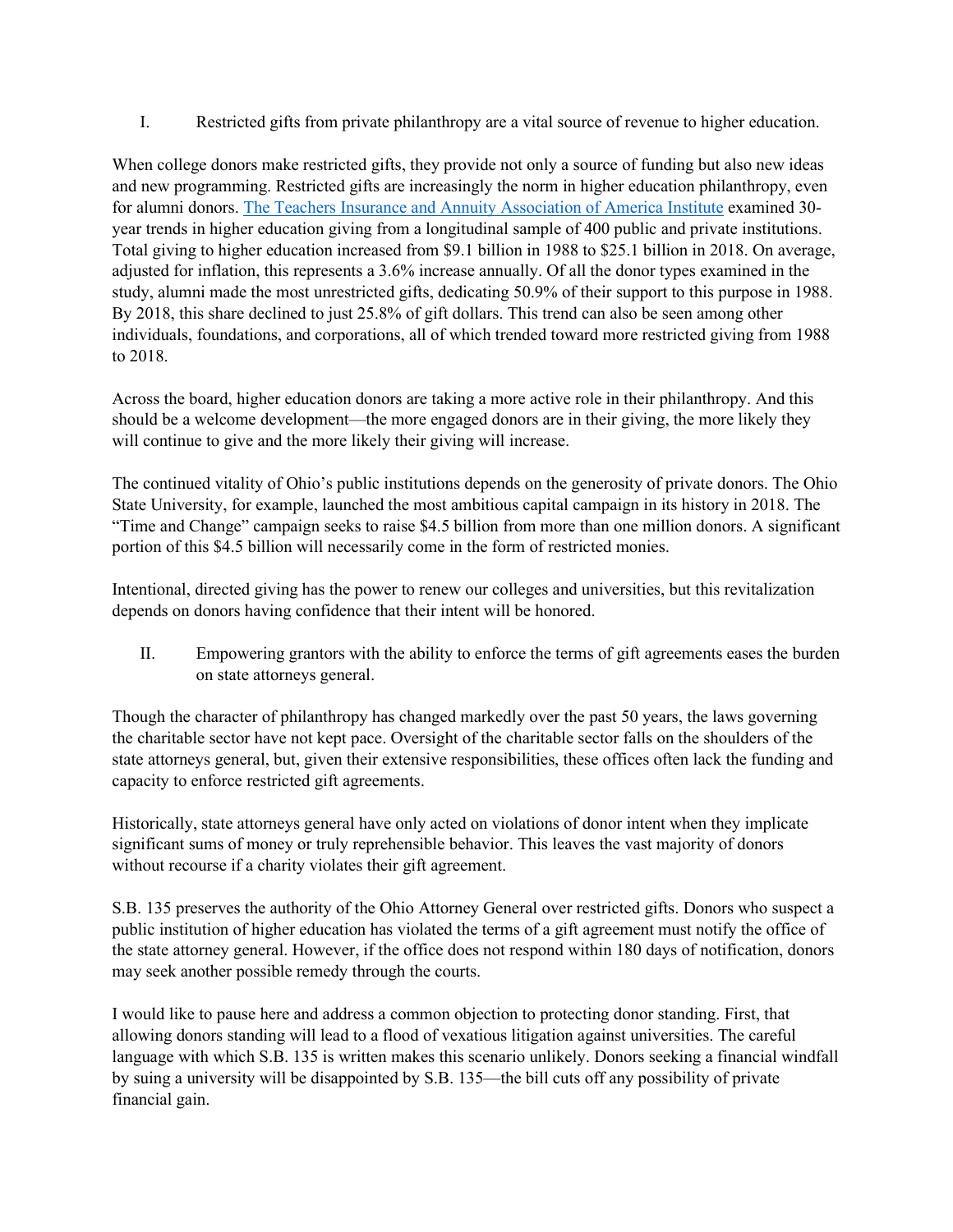## I. Restricted gifts from private philanthropy are a vital source of revenue to higher education.

When college donors make restricted gifts, they provide not only a source of funding but also new ideas and new programming. Restricted gifts are increasingly the norm in higher education philanthropy, even for alumni donors. [The Teachers Insurance and Annuity Association of America Institute]() examined 30-year trends in higher education giving from a longitudinal sample of 400 public and private institutions. Total giving to higher education increased from $9.1 billion in 1988 to $25.1 billion in 2018. On average, adjusted for inflation, this represents a 3.6% increase annually. Of all the donor types examined in the study, alumni made the most unrestricted gifts, dedicating 50.9% of their support to this purpose in 1988. By 2018, this share declined to just 25.8% of gift dollars. This trend can also be seen among other individuals, foundations, and corporations, all of which trended toward more restricted giving from 1988 to 2018.

Across the board, higher education donors are taking a more active role in their philanthropy. And this should be a welcome development—the more engaged donors are in their giving, the more likely they will continue to give and the more likely their giving will increase.

The continued vitality of Ohio's public institutions depends on the generosity of private donors. The Ohio State University, for example, launched the most ambitious capital campaign in its history in 2018. The "Time and Change" campaign seeks to raise $4.5 billion from more than one million donors. A significant portion of this $4.5 billion will necessarily come in the form of restricted monies.

Intentional, directed giving has the power to renew our colleges and universities, but this revitalization depends on donors having confidence that their intent will be honored.

## II. Empowering grantors with the ability to enforce the terms of gift agreements eases the burden on state attorneys general.

Though the character of philanthropy has changed markedly over the past 50 years, the laws governing the charitable sector have not kept pace. Oversight of the charitable sector falls on the shoulders of the state attorneys general, but, given their extensive responsibilities, these offices often lack the funding and capacity to enforce restricted gift agreements.

Historically, state attorneys general have only acted on violations of donor intent when they implicate significant sums of money or truly reprehensible behavior. This leaves the vast majority of donors without recourse if a charity violates their gift agreement.

S.B. 135 preserves the authority of the Ohio Attorney General over restricted gifts. Donors who suspect a public institution of higher education has violated the terms of a gift agreement must notify the office of the state attorney general. However, if the office does not respond within 180 days of notification, donors may seek another possible remedy through the courts.

I would like to pause here and address a common objection to protecting donor standing. First, that allowing donors standing will lead to a flood of vexatious litigation against universities. The careful language with which S.B. 135 is written makes this scenario unlikely. Donors seeking a financial windfall by suing a university will be disappointed by S.B. 135—the bill cuts off any possibility of private financial gain.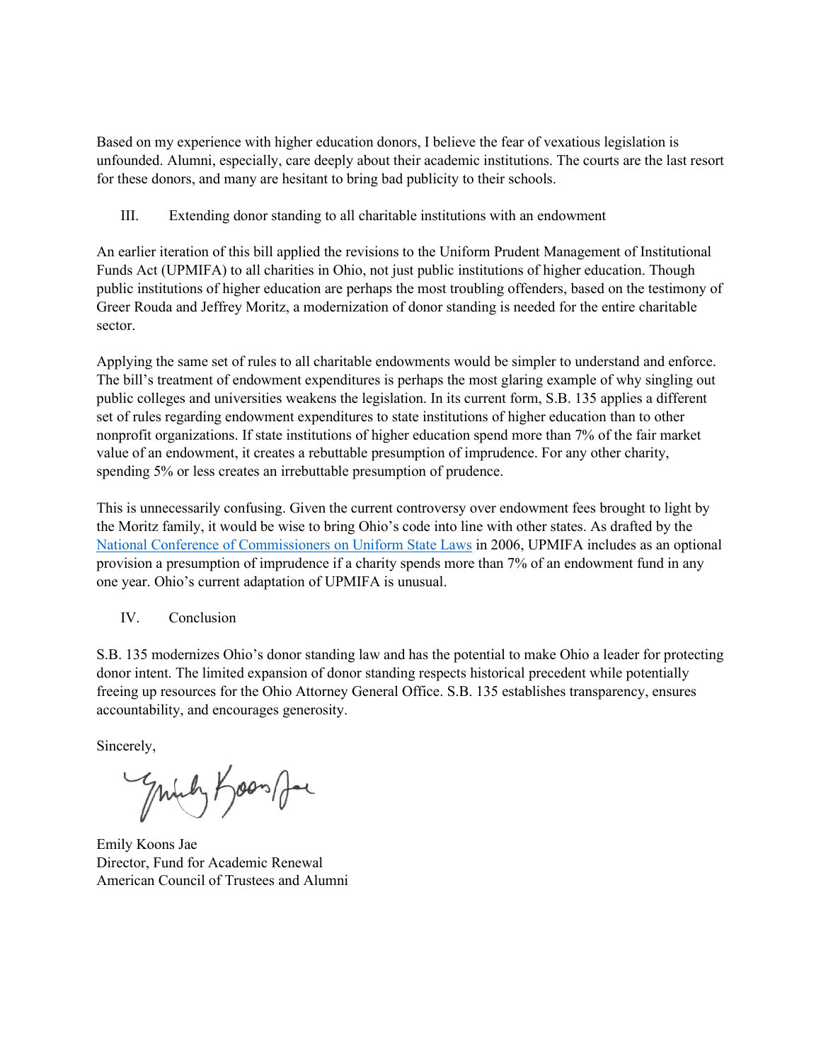Based on my experience with higher education donors, I believe the fear of vexatious legislation is unfounded. Alumni, especially, care deeply about their academic institutions. The courts are the last resort for these donors, and many are hesitant to bring bad publicity to their schools.

## III. Extending donor standing to all charitable institutions with an endowment

An earlier iteration of this bill applied the revisions to the Uniform Prudent Management of Institutional Funds Act (UPMIFA) to all charities in Ohio, not just public institutions of higher education. Though public institutions of higher education are perhaps the most troubling offenders, based on the testimony of Greer Rouda and Jeffrey Moritz, a modernization of donor standing is needed for the entire charitable sector.

Applying the same set of rules to all charitable endowments would be simpler to understand and enforce. The bill's treatment of endowment expenditures is perhaps the most glaring example of why singling out public colleges and universities weakens the legislation. In its current form, S.B. 135 applies a different set of rules regarding endowment expenditures to state institutions of higher education than to other nonprofit organizations. If state institutions of higher education spend more than 7% of the fair market value of an endowment, it creates a rebuttable presumption of imprudence. For any other charity, spending 5% or less creates an irrebuttable presumption of prudence.

This is unnecessarily confusing. Given the current controversy over endowment fees brought to light by the Moritz family, it would be wise to bring Ohio's code into line with other states. As drafted by the National Conference of Commissioners on Uniform State Laws in 2006, UPMIFA includes as an optional provision a presumption of imprudence if a charity spends more than 7% of an endowment fund in any one year. Ohio's current adaptation of UPMIFA is unusual.

## IV. Conclusion

S.B. 135 modernizes Ohio's donor standing law and has the potential to make Ohio a leader for protecting donor intent. The limited expansion of donor standing respects historical precedent while potentially freeing up resources for the Ohio Attorney General Office. S.B. 135 establishes transparency, ensures accountability, and encourages generosity.

Sincerely,

Emily Koons Jae
Director, Fund for Academic Renewal
American Council of Trustees and Alumni